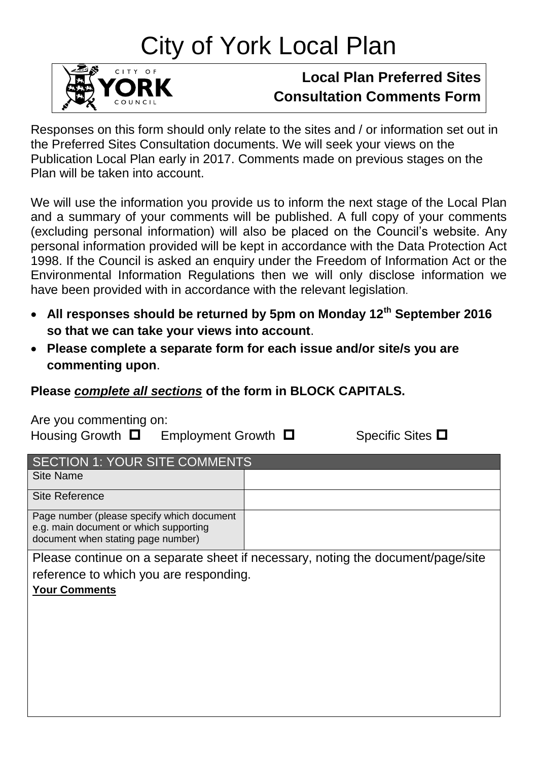# City of York Local Plan

CITY OF YORK COUNCIL

**Local Plan Preferred Sites Consultation Comments Form**

Responses on this form should only relate to the sites and / or information set out in the Preferred Sites Consultation documents. We will seek your views on the Publication Local Plan early in 2017. Comments made on previous stages on the Plan will be taken into account.

We will use the information you provide us to inform the next stage of the Local Plan and a summary of your comments will be published. A full copy of your comments (excluding personal information) will also be placed on the Council's website. Any personal information provided will be kept in accordance with the Data Protection Act 1998. If the Council is asked an enquiry under the Freedom of Information Act or the Environmental Information Regulations then we will only disclose information we have been provided with in accordance with the relevant legislation.

- **All responses should be returned by 5pm on Monday 12th September 2016 so that we can take your views into account**.
- **Please complete a separate form for each issue and/or site/s you are commenting upon**.

**Please *complete all sections* of the form in BLOCK CAPITALS.**

Are you commenting on:

Housing Growth ☐ Employment Growth ☐ Specific Sites ☐

| SECTION 1: YOUR SITE COMMENTS | |
|---|---|
| Site Name | |
| Site Reference | |
| Page number (please specify which document e.g. main document or which supporting document when stating page number) | |

Please continue on a separate sheet if necessary, noting the document/page/site reference to which you are responding.

**Your Comments**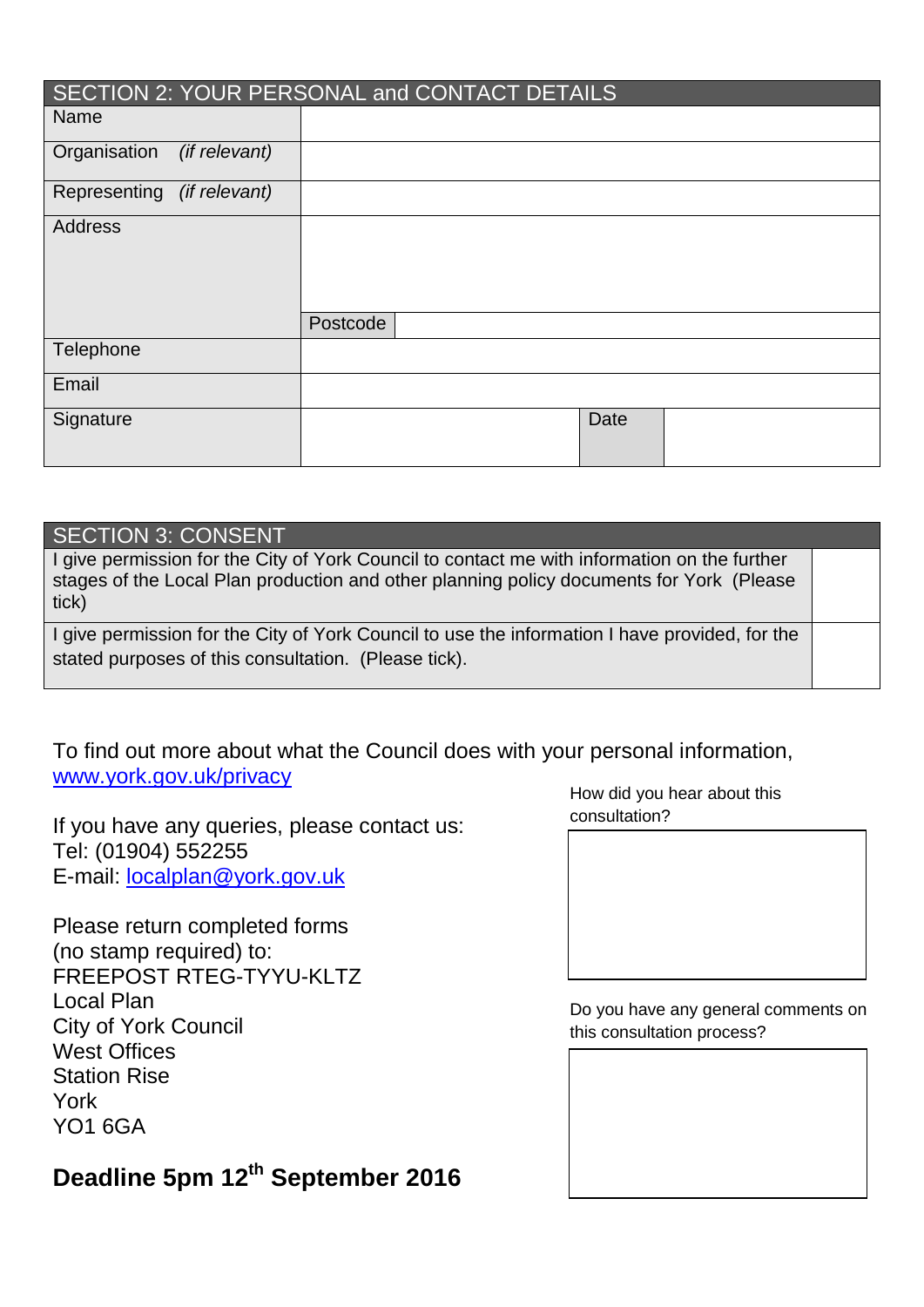## SECTION 2: YOUR PERSONAL and CONTACT DETAILS

| | | | |
|---|---|---|---|
| Name | | | |
| Organisation *(if relevant)* | | | |
| Representing *(if relevant)* | | | |
| Address | | | |
| | Postcode | | |
| Telephone | | | |
| Email | | | |
| Signature | | Date | |

## SECTION 3: CONSENT

| | |
|---|---|
| I give permission for the City of York Council to contact me with information on the further stages of the Local Plan production and other planning policy documents for York (Please tick) | |
| I give permission for the City of York Council to use the information I have provided, for the stated purposes of this consultation. (Please tick). | |

To find out more about what the Council does with your personal information, [www.york.gov.uk/privacy](http://www.york.gov.uk/privacy)

If you have any queries, please contact us:
Tel: (01904) 552255
E-mail: [localplan@york.gov.uk](mailto:localplan@york.gov.uk)

Please return completed forms
(no stamp required) to:
FREEPOST RTEG-TYYU-KLTZ
Local Plan
City of York Council
West Offices
Station Rise
York
YO1 6GA

**Deadline 5pm 12th September 2016**

How did you hear about this consultation?

| |
|---|
| |

Do you have any general comments on this consultation process?

| |
|---|
| |